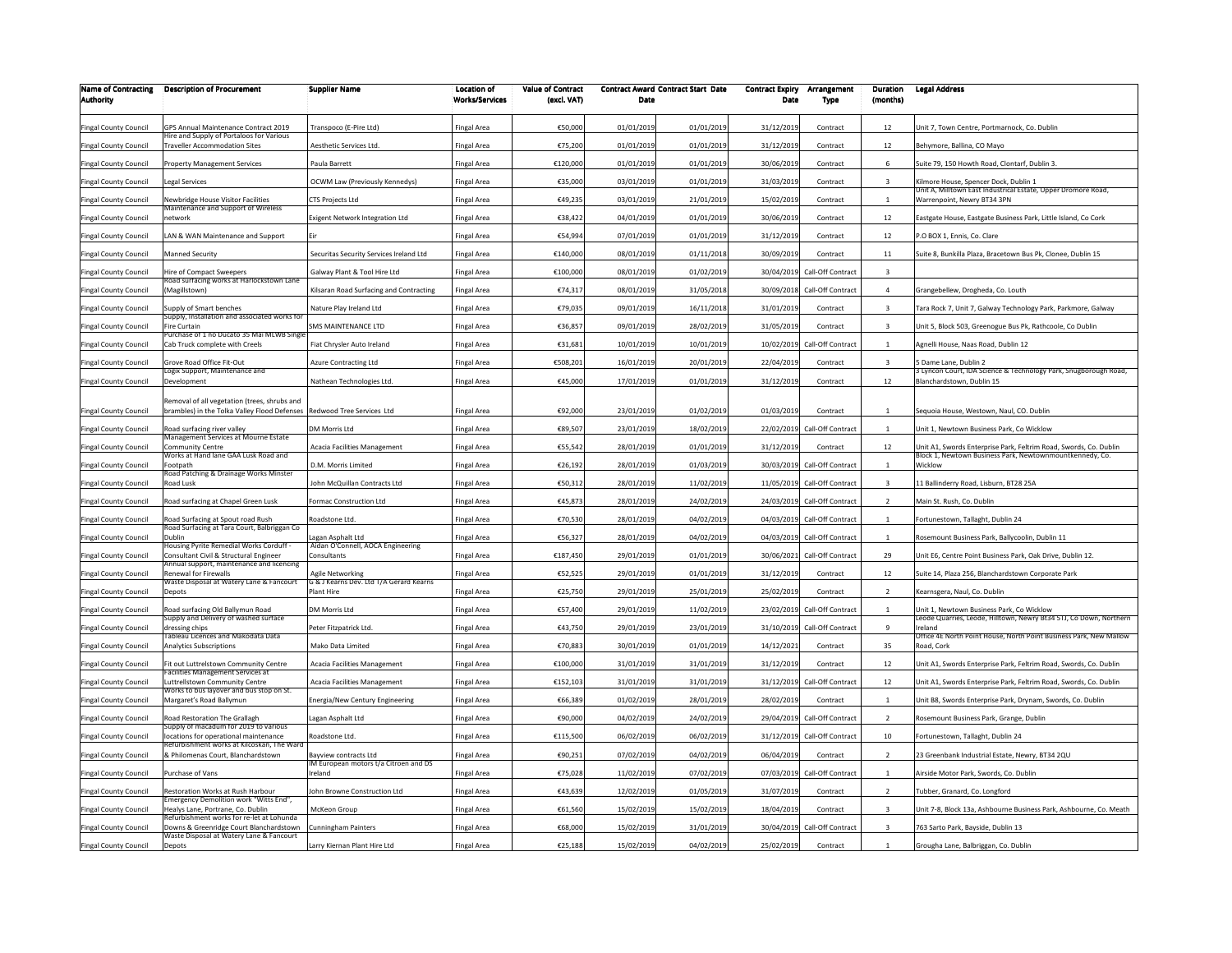| Name of Contracting Authority | Description of Procurement | Supplier Name | Location of Works/Services | Value of Contract (excl. VAT) | Contract Award Date | Contract Start Date | Contract Expiry Date | Arrangement Type | Duration (months) | Legal Address |
|---|---|---|---|---|---|---|---|---|---|---|
| Fingal County Council | GPS Annual Maintenance Contract 2019 | Transpoco (E-Pire Ltd) | Fingal Area | €50,000 | 01/01/2019 | 01/01/2019 | 31/12/2019 | Contract | 12 | Unit 7, Town Centre, Portmarnock, Co. Dublin |
| Fingal County Council | Hire and Supply of Portaloos for Various Traveller Accommodation Sites | Aesthetic Services Ltd. | Fingal Area | €75,200 | 01/01/2019 | 01/01/2019 | 31/12/2019 | Contract | 12 | Behymore, Ballina, CO Mayo |
| Fingal County Council | Property Management Services | Paula Barrett | Fingal Area | €120,000 | 01/01/2019 | 01/01/2019 | 30/06/2019 | Contract | 6 | Suite 79, 150 Howth Road, Clontarf, Dublin 3. |
| Fingal County Council | Legal Services | OCWM Law (Previously Kennedys) | Fingal Area | €35,000 | 03/01/2019 | 01/01/2019 | 31/03/2019 | Contract | 3 | Kilmore House, Spencer Dock, Dublin 1 |
| Fingal County Council | Newbridge House Visitor Facilities | CTS Projects Ltd | Fingal Area | €49,235 | 03/01/2019 | 21/01/2019 | 15/02/2019 | Contract | 1 | Unit A, Milltown East Industrical Estate, Upper Dromore Road, Warrenpoint, Newry BT34 3PN |
| Fingal County Council | Maintenance and Support of Wireless network | Exigent Network Integration Ltd | Fingal Area | €38,422 | 04/01/2019 | 01/01/2019 | 30/06/2019 | Contract | 12 | Eastgate House, Eastgate Business Park, Little Island, Co Cork |
| Fingal County Council | LAN & WAN Maintenance and Support | Eir | Fingal Area | €54,994 | 07/01/2019 | 01/01/2019 | 31/12/2019 | Contract | 12 | P.O BOX 1, Ennis, Co. Clare |
| Fingal County Council | Manned Security | Securitas Security Services Ireland Ltd | Fingal Area | €140,000 | 08/01/2019 | 01/11/2018 | 30/09/2019 | Contract | 11 | Suite 8, Bunkilla Plaza, Bracetown Bus Pk, Clonee, Dublin 15 |
| Fingal County Council | Hire of Compact Sweepers | Galway Plant & Tool Hire Ltd | Fingal Area | €100,000 | 08/01/2019 | 01/02/2019 | 30/04/2019 | Call-Off Contract | 3 | |
| Fingal County Council | Road surfacing works at Harlockstown Lane (Magillstown) | Kilsaran Road Surfacing and Contracting | Fingal Area | €74,317 | 08/01/2019 | 31/05/2018 | 30/09/2018 | Call-Off Contract | 4 | Grangebellew, Drogheda, Co. Louth |
| Fingal County Council | Supply of Smart benches | Nature Play Ireland Ltd | Fingal Area | €79,035 | 09/01/2019 | 16/11/2018 | 31/01/2019 | Contract | 3 | Tara Rock 7, Unit 7, Galway Technology Park, Parkmore, Galway |
| Fingal County Council | Supply, Installation and associated works for Fire Curtain | SMS MAINTENANCE LTD | Fingal Area | €36,857 | 09/01/2019 | 28/02/2019 | 31/05/2019 | Contract | 3 | Unit 5, Block 503, Greenogue Bus Pk, Rathcoole, Co Dublin |
| Fingal County Council | Purchase of 1 no Ducato 35 Mai MLWB Single Cab Truck complete with Creels | Fiat Chrysler Auto Ireland | Fingal Area | €31,681 | 10/01/2019 | 10/01/2019 | 10/02/2019 | Call-Off Contract | 1 | Agnelli House, Naas Road, Dublin 12 |
| Fingal County Council | Grove Road Office Fit-Out | Azure Contracting Ltd | Fingal Area | €508,201 | 16/01/2019 | 20/01/2019 | 22/04/2019 | Contract | 3 | 5 Dame Lane, Dublin 2 |
| Fingal County Council | Logix Support, Maintenance and Development | Nathean Technologies Ltd. | Fingal Area | €45,000 | 17/01/2019 | 01/01/2019 | 31/12/2019 | Contract | 12 | 3 Lyncon Court, IDA Science & Technology Park, Snugborough Road, Blanchardstown, Dublin 15 |
| Fingal County Council | Removal of all vegetation (trees, shrubs and brambles) in the Tolka Valley Flood Defenses | Redwood Tree Services Ltd | Fingal Area | €92,000 | 23/01/2019 | 01/02/2019 | 01/03/2019 | Contract | 1 | Sequoia House, Westown, Naul, CO. Dublin |
| Fingal County Council | Road surfacing river valley | DM Morris Ltd | Fingal Area | €89,507 | 23/01/2019 | 18/02/2019 | 22/02/2019 | Call-Off Contract | 1 | Unit 1, Newtown Business Park, Co Wicklow |
| Fingal County Council | Management Services at Mourne Estate Community Centre | Acacia Facilities Management | Fingal Area | €55,542 | 28/01/2019 | 01/01/2019 | 31/12/2019 | Contract | 12 | Unit A1, Swords Enterprise Park, Feltrim Road, Swords, Co. Dublin |
| Fingal County Council | Works at Hand lane GAA Lusk Road and Footpath | D.M. Morris Limited | Fingal Area | €26,192 | 28/01/2019 | 01/03/2019 | 30/03/2019 | Call-Off Contract | 1 | Block 1, Newtown Business Park, Newtownmountkennedy, Co. Wicklow |
| Fingal County Council | Road Patching & Drainage Works Minster Road Lusk | John McQuillan Contracts Ltd | Fingal Area | €50,312 | 28/01/2019 | 11/02/2019 | 11/05/2019 | Call-Off Contract | 3 | 11 Ballinderry Road, Lisburn, BT28 25A |
| Fingal County Council | Road surfacing at Chapel Green Lusk | Formac Construction Ltd | Fingal Area | €45,873 | 28/01/2019 | 24/02/2019 | 24/03/2019 | Call-Off Contract | 2 | Main St. Rush, Co. Dublin |
| Fingal County Council | Road Surfacing at Spout road Rush | Roadstone Ltd. | Fingal Area | €70,530 | 28/01/2019 | 04/02/2019 | 04/03/2019 | Call-Off Contract | 1 | Fortunestown, Tallaght, Dublin 24 |
| Fingal County Council | Road Surfacing at Tara Court, Balbriggan Co Dublin | Lagan Asphalt Ltd | Fingal Area | €56,327 | 28/01/2019 | 04/02/2019 | 04/03/2019 | Call-Off Contract | 1 | Rosemount Business Park, Ballycoolin, Dublin 11 |
| Fingal County Council | Housing Pyrite Remedial Works Corduff - Consultant Civil & Structural Engineer | Aidan O'Connell, AOCA Engineering Consultants | Fingal Area | €187,450 | 29/01/2019 | 01/01/2019 | 30/06/2021 | Call-Off Contract | 29 | Unit E6, Centre Point Business Park, Oak Drive, Dublin 12. |
| Fingal County Council | Annual support, maintenance and licencing Renewal for Firewalls | Agile Networking | Fingal Area | €52,525 | 29/01/2019 | 01/01/2019 | 31/12/2019 | Contract | 12 | Suite 14, Plaza 256, Blanchardstown Corporate Park |
| Fingal County Council | Waste Disposal at Watery Lane & Fancourt Depots | G & J Kearns Dev. Ltd T/A Gerard Kearns Plant Hire | Fingal Area | €25,750 | 29/01/2019 | 25/01/2019 | 25/02/2019 | Contract | 2 | Kearnsgera, Naul, Co. Dublin |
| Fingal County Council | Road surfacing Old Ballymun Road | DM Morris Ltd | Fingal Area | €57,400 | 29/01/2019 | 11/02/2019 | 23/02/2019 | Call-Off Contract | 1 | Unit 1, Newtown Business Park, Co Wicklow |
| Fingal County Council | Supply and Delivery of washed surface dressing chips | Peter Fitzpatrick Ltd. | Fingal Area | €43,750 | 29/01/2019 | 23/01/2019 | 31/10/2019 | Call-Off Contract | 9 | Leode Quarries, Leode, Hilltown, Newry Bt34 5TJ, Co Down, Northern Ireland |
| Fingal County Council | Tableau Licences and Makodata Data Analytics Subscriptions | Mako Data Limited | Fingal Area | €70,883 | 30/01/2019 | 01/01/2019 | 14/12/2021 | Contract | 35 | Office 4E North Point House, North Point Business Park, New Mallow Road, Cork |
| Fingal County Council | Fit out Luttrelstown Community Centre | Acacia Facilities Management | Fingal Area | €100,000 | 31/01/2019 | 31/01/2019 | 31/12/2019 | Contract | 12 | Unit A1, Swords Enterprise Park, Feltrim Road, Swords, Co. Dublin |
| Fingal County Council | Facilities Management Services at Luttrellstown Community Centre | Acacia Facilities Management | Fingal Area | €152,103 | 31/01/2019 | 31/01/2019 | 31/12/2019 | Call-Off Contract | 12 | Unit A1, Swords Enterprise Park, Feltrim Road, Swords, Co. Dublin |
| Fingal County Council | Works to bus layover and bus stop on St. Margaret's Road Ballymun | Energia/New Century Engineering | Fingal Area | €66,389 | 01/02/2019 | 28/01/2019 | 28/02/2019 | Contract | 1 | Unit B8, Swords Enterprise Park, Drynam, Swords, Co. Dublin |
| Fingal County Council | Road Restoration The Grallagh | Lagan Asphalt Ltd | Fingal Area | €90,000 | 04/02/2019 | 24/02/2019 | 29/04/2019 | Call-Off Contract | 2 | Rosemount Business Park, Grange, Dublin |
| Fingal County Council | Supply of macadum for 2019 to various locations for operational maintenance | Roadstone Ltd. | Fingal Area | €115,500 | 06/02/2019 | 06/02/2019 | 31/12/2019 | Call-Off Contract | 10 | Fortunestown, Tallaght, Dublin 24 |
| Fingal County Council | Refurbishment works at Kilcoskan, The Ward & Philomenas Court, Blanchardstown | Bayview contracts Ltd | Fingal Area | €90,251 | 07/02/2019 | 04/02/2019 | 06/04/2019 | Contract | 2 | 23 Greenbank Industrial Estate, Newry, BT34 2QU |
| Fingal County Council | Purchase of Vans | IM European motors t/a Citroen and DS Ireland | Fingal Area | €75,028 | 11/02/2019 | 07/02/2019 | 07/03/2019 | Call-Off Contract | 1 | Airside Motor Park, Swords, Co. Dublin |
| Fingal County Council | Restoration Works at Rush Harbour | John Browne Construction Ltd | Fingal Area | €43,639 | 12/02/2019 | 01/05/2019 | 31/07/2019 | Contract | 2 | Tubber, Granard, Co. Longford |
| Fingal County Council | Emergency Demolition work "Witts End", Healys Lane, Portrane, Co. Dublin | McKeon Group | Fingal Area | €61,560 | 15/02/2019 | 15/02/2019 | 18/04/2019 | Contract | 3 | Unit 7-8, Block 13a, Ashbourne Business Park, Ashbourne, Co. Meath |
| Fingal County Council | Refurbishment works for re-let at Lohunda Downs & Greenridge Court Blanchardstown | Cunningham Painters | Fingal Area | €68,000 | 15/02/2019 | 31/01/2019 | 30/04/2019 | Call-Off Contract | 3 | 763 Sarto Park, Bayside, Dublin 13 |
| Fingal County Council | Waste Disposal at Watery Lane & Fancourt Depots | Larry Kiernan Plant Hire Ltd | Fingal Area | €25,188 | 15/02/2019 | 04/02/2019 | 25/02/2019 | Contract | 1 | Grougha Lane, Balbriggan, Co. Dublin |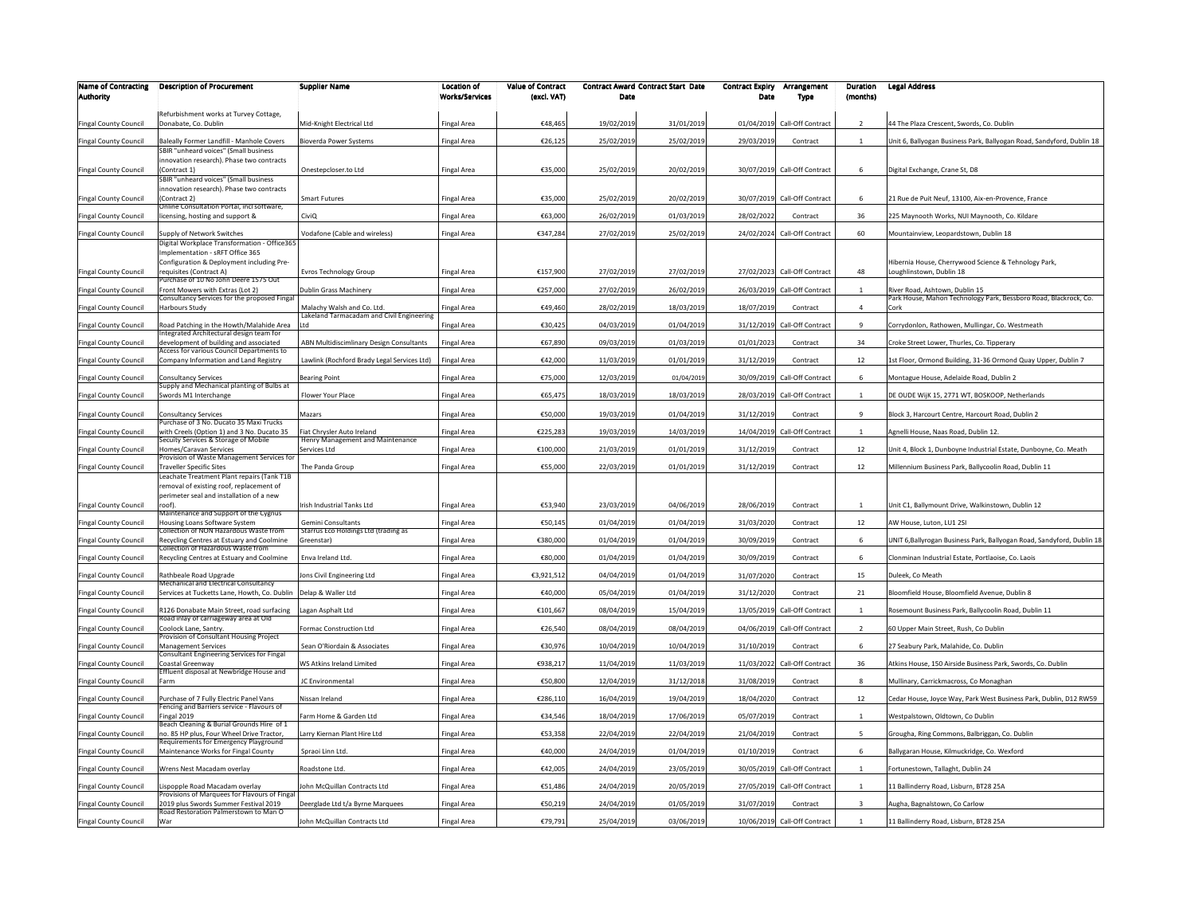| Name of Contracting Authority | Description of Procurement | Supplier Name | Location of Works/Services | Value of Contract (excl. VAT) | Contract Award Date | Contract Start Date | Contract Expiry Date | Arrangement Type | Duration (months) | Legal Address |
|---|---|---|---|---|---|---|---|---|---|---|
| Fingal County Council | Refurbishment works at Turvey Cottage, Donabate, Co. Dublin | Mid-Knight Electrical Ltd | Fingal Area | €48,465 | 19/02/2019 | 31/01/2019 | 01/04/2019 | Call-Off Contract | 2 | 44 The Plaza Crescent, Swords, Co. Dublin |
| Fingal County Council | Baleally Former Landfill - Manhole Covers | Bioverda Power Systems | Fingal Area | €26,125 | 25/02/2019 | 25/02/2019 | 29/03/2019 | Contract | 1 | Unit 6, Ballyogan Business Park, Ballyogan Road, Sandyford, Dublin 18 |
| Fingal County Council | SBIR "unheard voices" (Small business innovation research). Phase two contracts (Contract 1) | Onestepcloser.to Ltd | Fingal Area | €35,000 | 25/02/2019 | 20/02/2019 | 30/07/2019 | Call-Off Contract | 6 | Digital Exchange, Crane St, D8 |
| Fingal County Council | SBIR "unheard voices" (Small business innovation research). Phase two contracts (Contract 2) | Smart Futures | Fingal Area | €35,000 | 25/02/2019 | 20/02/2019 | 30/07/2019 | Call-Off Contract | 6 | 21 Rue de Puit Neuf, 13100, Aix-en-Provence, France |
| Fingal County Council | Online Consultation Portal, incl software, licensing, hosting and support & | CiviQ | Fingal Area | €63,000 | 26/02/2019 | 01/03/2019 | 28/02/2022 | Contract | 36 | 225 Maynooth Works, NUI Maynooth, Co. Kildare |
| Fingal County Council | Supply of Network Switches | Vodafone (Cable and wireless) | Fingal Area | €347,284 | 27/02/2019 | 25/02/2019 | 24/02/2024 | Call-Off Contract | 60 | Mountainview, Leopardstown, Dublin 18 |
| Fingal County Council | Digital Workplace Transformation - Office365 Implementation - sRFT Office 365 Configuration & Deployment including Pre-requisites (Contract A) | Evros Technology Group | Fingal Area | €157,900 | 27/02/2019 | 27/02/2019 | 27/02/2023 | Call-Off Contract | 48 | Hibernia House, Cherrywood Science & Tehnology Park, Loughlinstown, Dublin 18 |
| Fingal County Council | Purchase of 10 No John Deere 1575 Out Front Mowers with Extras (Lot 2) | Dublin Grass Machinery | Fingal Area | €257,000 | 27/02/2019 | 26/02/2019 | 26/03/2019 | Call-Off Contract | 1 | River Road, Ashtown, Dublin 15 |
| Fingal County Council | Consultancy Services for the proposed Fingal Harbours Study | Malachy Walsh and Co. Ltd. | Fingal Area | €49,460 | 28/02/2019 | 18/03/2019 | 18/07/2019 | Contract | 4 | Park House, Mahon Technology Park, Bessboro Road, Blackrock, Co. Cork |
| Fingal County Council | Road Patching in the Howth/Malahide Area | Lakeland Tarmacadam and Civil Engineering Ltd | Fingal Area | €30,425 | 04/03/2019 | 01/04/2019 | 31/12/2019 | Call-Off Contract | 9 | Corrydonlon, Rathowen, Mullingar, Co. Westmeath |
| Fingal County Council | Integrated Architectural design team for development of building and associated | ABN Multidiscimlinary Design Consultants | Fingal Area | €67,890 | 09/03/2019 | 01/03/2019 | 01/01/2023 | Contract | 34 | Croke Street Lower, Thurles, Co. Tipperary |
| Fingal County Council | Access for various Council Departments to Company Information and Land Registry | Lawlink (Rochford Brady Legal Services Ltd) | Fingal Area | €42,000 | 11/03/2019 | 01/01/2019 | 31/12/2019 | Contract | 12 | 1st Floor, Ormond Building, 31-36 Ormond Quay Upper, Dublin 7 |
| Fingal County Council | Consultancy Services | Bearing Point | Fingal Area | €75,000 | 12/03/2019 | 01/04/2019 | 30/09/2019 | Call-Off Contract | 6 | Montague House, Adelaide Road, Dublin 2 |
| Fingal County Council | Supply and Mechanical planting of Bulbs at Swords M1 Interchange | Flower Your Place | Fingal Area | €65,475 | 18/03/2019 | 18/03/2019 | 28/03/2019 | Call-Off Contract | 1 | DE OUDE WijK 15, 2771 WT, BOSKOOP, Netherlands |
| Fingal County Council | Consultancy Services | Mazars | Fingal Area | €50,000 | 19/03/2019 | 01/04/2019 | 31/12/2019 | Contract | 9 | Block 3, Harcourt Centre, Harcourt Road, Dublin 2 |
| Fingal County Council | Purchase of 3 No. Ducato 35 Maxi Trucks with Creels (Option 1) and 3 No. Ducato 35 | Fiat Chrysler Auto Ireland | Fingal Area | €225,283 | 19/03/2019 | 14/03/2019 | 14/04/2019 | Call-Off Contract | 1 | Agnelli House, Naas Road, Dublin 12. |
| Fingal County Council | Secuity Services & Storage of Mobile Homes/Caravan Services | Henry Management and Maintenance Services Ltd | Fingal Area | €100,000 | 21/03/2019 | 01/01/2019 | 31/12/2019 | Contract | 12 | Unit 4, Block 1, Dunboyne Industrial Estate, Dunboyne, Co. Meath |
| Fingal County Council | Provision of Waste Management Services for Traveller Specific Sites | The Panda Group | Fingal Area | €55,000 | 22/03/2019 | 01/01/2019 | 31/12/2019 | Contract | 12 | Millennium Business Park, Ballycoolin Road, Dublin 11 |
| Fingal County Council | Leachate Treatment Plant repairs (Tank T1B removal of existing roof, replacement of perimeter seal and installation of a new roof). | Irish Industrial Tanks Ltd | Fingal Area | €53,940 | 23/03/2019 | 04/06/2019 | 28/06/2019 | Contract | 1 | Unit C1, Ballymount Drive, Walkinstown, Dublin 12 |
| Fingal County Council | Maintenance and Support of the Cygnus Housing Loans Software System | Gemini Consultants | Fingal Area | €50,145 | 01/04/2019 | 01/04/2019 | 31/03/2020 | Contract | 12 | AW House, Luton, LU1 2SI |
| Fingal County Council | Collection of NON Hazardous Waste from Recycling Centres at Estuary and Coolmine | Starrus Eco Holdings Ltd (trading as Greenstar) | Fingal Area | €380,000 | 01/04/2019 | 01/04/2019 | 30/09/2019 | Contract | 6 | UNIT 6,Ballyrogan Business Park, Ballyogan Road, Sandyford, Dublin 18 |
| Fingal County Council | Collection of Hazardous Waste from Recycling Centres at Estuary and Coolmine | Enva Ireland Ltd. | Fingal Area | €80,000 | 01/04/2019 | 01/04/2019 | 30/09/2019 | Contract | 6 | Clonminan Industrial Estate, Portlaoise, Co. Laois |
| Fingal County Council | Rathbeale Road Upgrade | Jons Civil Engineering Ltd | Fingal Area | €3,921,512 | 04/04/2019 | 01/04/2019 | 31/07/2020 | Contract | 15 | Duleek, Co Meath |
| Fingal County Council | Mechanical and Electrical Consultancy Services at Tucketts Lane, Howth, Co. Dublin | Delap & Waller Ltd | Fingal Area | €40,000 | 05/04/2019 | 01/04/2019 | 31/12/2020 | Contract | 21 | Bloomfield House, Bloomfield Avenue, Dublin 8 |
| Fingal County Council | R126 Donabate Main Street, road surfacing | Lagan Asphalt Ltd | Fingal Area | €101,667 | 08/04/2019 | 15/04/2019 | 13/05/2019 | Call-Off Contract | 1 | Rosemount Business Park, Ballycoolin Road, Dublin 11 |
| Fingal County Council | Road inlay of carriageway area at Old Coolock Lane, Santry. | Formac Construction Ltd | Fingal Area | €26,540 | 08/04/2019 | 08/04/2019 | 04/06/2019 | Call-Off Contract | 2 | 60 Upper Main Street, Rush, Co Dublin |
| Fingal County Council | Provision of Consultant Housing Project Management Services | Sean O'Riordain & Associates | Fingal Area | €30,976 | 10/04/2019 | 10/04/2019 | 31/10/2019 | Contract | 6 | 27 Seabury Park, Malahide, Co. Dublin |
| Fingal County Council | Consultant Engineering Services for Fingal Coastal Greenway | WS Atkins Ireland Limited | Fingal Area | €938,217 | 11/04/2019 | 11/03/2019 | 11/03/2022 | Call-Off Contract | 36 | Atkins House, 150 Airside Business Park, Swords, Co. Dublin |
| Fingal County Council | Effluent disposal at Newbridge House and Farm | JC Environmental | Fingal Area | €50,800 | 12/04/2019 | 31/12/2018 | 31/08/2019 | Contract | 8 | Mullinary, Carrickmacross, Co Monaghan |
| Fingal County Council | Purchase of 7 Fully Electric Panel Vans | Nissan Ireland | Fingal Area | €286,110 | 16/04/2019 | 19/04/2019 | 18/04/2020 | Contract | 12 | Cedar House, Joyce Way, Park West Business Park, Dublin, D12 RW59 |
| Fingal County Council | Fencing and Barriers service - Flavours of Fingal 2019 | Farm Home & Garden Ltd | Fingal Area | €34,546 | 18/04/2019 | 17/06/2019 | 05/07/2019 | Contract | 1 | Westpalstown, Oldtown, Co Dublin |
| Fingal County Council | Beach Cleaning & Burial Grounds Hire of 1 no. 85 HP plus, Four Wheel Drive Tractor, | Larry Kiernan Plant Hire Ltd | Fingal Area | €53,358 | 22/04/2019 | 22/04/2019 | 21/04/2019 | Contract | 5 | Grougha, Ring Commons, Balbriggan, Co. Dublin |
| Fingal County Council | Requirements for Emergency Playground Maintenance Works for Fingal County | Spraoi Linn Ltd. | Fingal Area | €40,000 | 24/04/2019 | 01/04/2019 | 01/10/2019 | Contract | 6 | Ballygaran House, Kilmuckridge, Co. Wexford |
| Fingal County Council | Wrens Nest Macadam overlay | Roadstone Ltd. | Fingal Area | €42,005 | 24/04/2019 | 23/05/2019 | 30/05/2019 | Call-Off Contract | 1 | Fortunestown, Tallaght, Dublin 24 |
| Fingal County Council | Lispopple Road Macadam overlay | John McQuillan Contracts Ltd | Fingal Area | €51,486 | 24/04/2019 | 20/05/2019 | 27/05/2019 | Call-Off Contract | 1 | 11 Ballinderry Road, Lisburn, BT28 25A |
| Fingal County Council | Provisions of Marquees for Flavours of Fingal 2019 plus Swords Summer Festival 2019 | Deerglade Ltd t/a Byrne Marquees | Fingal Area | €50,219 | 24/04/2019 | 01/05/2019 | 31/07/2019 | Contract | 3 | Augha, Bagnalstown, Co Carlow |
| Fingal County Council | Road Restoration Palmerstown to Man O War | John McQuillan Contracts Ltd | Fingal Area | €79,791 | 25/04/2019 | 03/06/2019 | 10/06/2019 | Call-Off Contract | 1 | 11 Ballinderry Road, Lisburn, BT28 25A |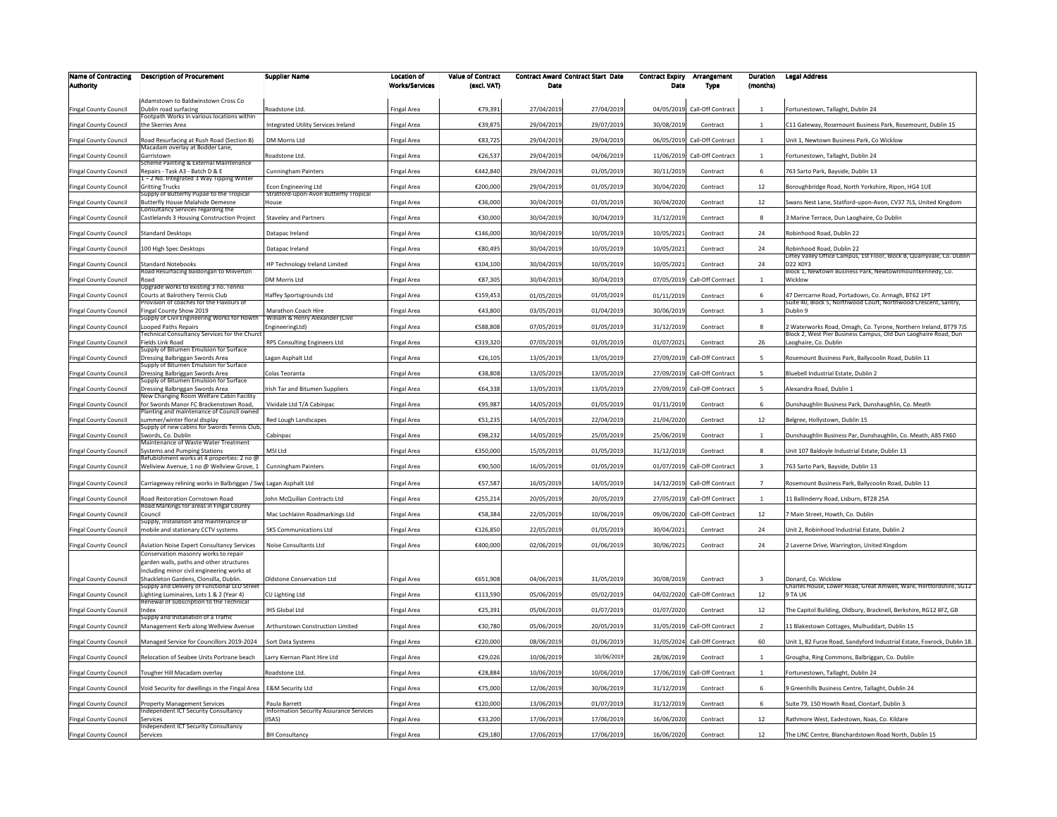| Name of Contracting Authority | Description of Procurement | Supplier Name | Location of Works/Services | Value of Contract (excl. VAT) | Contract Award Date | Contract Start Date | Contract Expiry Date | Arrangement Type | Duration (months) | Legal Address |
|---|---|---|---|---|---|---|---|---|---|---|
| Fingal County Council | Adamstown to Baldwinstown Cross Co Dublin road surfacing | Roadstone Ltd. | Fingal Area | €79,391 | 27/04/2019 | 27/04/2019 | 04/05/2019 | Call-Off Contract | 1 | Fortunestown, Tallaght, Dublin 24 |
| Fingal County Council | Footpath Works in various locations within the Skerries Area | Integrated Utility Services Ireland | Fingal Area | €39,875 | 29/04/2019 | 29/07/2019 | 30/08/2019 | Contract | 1 | C11 Gateway, Rosemount Business Park, Rosemount, Dublin 15 |
| Fingal County Council | Road Resurfacing at Rush Road (Section B) | DM Morris Ltd | Fingal Area | €83,725 | 29/04/2019 | 29/04/2019 | 06/05/2019 | Call-Off Contract | 1 | Unit 1, Newtown Business Park, Co Wicklow |
| Fingal County Council | Macadam overlay at Bodder Lane, Garristown | Roadstone Ltd. | Fingal Area | €26,537 | 29/04/2019 | 04/06/2019 | 11/06/2019 | Call-Off Contract | 1 | Fortunestown, Tallaght, Dublin 24 |
| Fingal County Council | Scheme Painting & External Maintenance Repairs - Task A3 - Batch D & E | Cunningham Painters | Fingal Area | €442,840 | 29/04/2019 | 01/05/2019 | 30/11/2019 | Contract | 6 | 763 Sarto Park, Bayside, Dublin 13 |
| Fingal County Council | 1 – 2 No. Integrated 3 Way Tipping Winter Gritting Trucks | Econ Engineering Ltd | Fingal Area | €200,000 | 29/04/2019 | 01/05/2019 | 30/04/2020 | Contract | 12 | Boroughbridge Road, North Yorkshire, Ripon, HG4 1UE |
| Fingal County Council | Supply of Butterfly Pupae to the Tropical Butterfly House Malahide Demesne | Stratford-upon-Avon Butterfly Tropical House | Fingal Area | €36,000 | 30/04/2019 | 01/05/2019 | 30/04/2020 | Contract | 12 | Swans Nest Lane, Statford-upon-Avon, CV37 7LS, United Kingdom |
| Fingal County Council | Consultancy Services regarding the Castlelands 3 Housing Construction Project | Staveley and Partners | Fingal Area | €30,000 | 30/04/2019 | 30/04/2019 | 31/12/2019 | Contract | 8 | 3 Marine Terrace, Dun Laoghaire, Co Dublin |
| Fingal County Council | Standard Desktops | Datapac Ireland | Fingal Area | €146,000 | 30/04/2019 | 10/05/2019 | 10/05/2021 | Contract | 24 | Robinhood Road, Dublin 22 |
| Fingal County Council | 100 High Spec Desktops | Datapac Ireland | Fingal Area | €80,495 | 30/04/2019 | 10/05/2019 | 10/05/2021 | Contract | 24 | Robinhood Road, Dublin 22 |
| Fingal County Council | Standard Notebooks | HP Technology Ireland Limited | Fingal Area | €104,100 | 30/04/2019 | 10/05/2019 | 10/05/2021 | Contract | 24 | Liffey Valley Office Campus, 1st Floor, Block B, Quarryvale, Co. Dublin D22 X0Y3 |
| Fingal County Council | Road Resurfacing Baldongan to Milverton Road | DM Morris Ltd | Fingal Area | €87,305 | 30/04/2019 | 30/04/2019 | 07/05/2019 | Call-Off Contract | 1 | Block 1, Newtown Business Park, Newtownmountkennedy, Co. Wicklow |
| Fingal County Council | Upgrade works to existing 3 no. Tennis Courts at Balrothery Tennis Club | Haffey Sportsgrounds Ltd | Fingal Area | €159,453 | 01/05/2019 | 01/05/2019 | 01/11/2019 | Contract | 6 | 47 Derrcarne Road, Portadown, Co. Armagh, BT62 1PT |
| Fingal County Council | Provision of coaches for the Flavours of Fingal County Show 2019 | Marathon Coach Hire | Fingal Area | €43,800 | 03/05/2019 | 01/04/2019 | 30/06/2019 | Contract | 3 | Suite 40, Block 5, Northwood Court, Northwood Crescent, Santry, Dublin 9 |
| Fingal County Council | Supply of Civil Engineering Works for Howth Looped Paths Repairs | William & Henry Alexander (Civil EngineeringLtd) | Fingal Area | €588,808 | 07/05/2019 | 01/05/2019 | 31/12/2019 | Contract | 8 | 2 Waterworks Road, Omagh, Co. Tyrone, Northern Ireland, BT79 7JS |
| Fingal County Council | Technical Consultancy Services for the Church Fields Link Road | RPS Consulting Engineers Ltd | Fingal Area | €319,320 | 07/05/2019 | 01/05/2019 | 01/07/2021 | Contract | 26 | Block 2, West Pier Business Campus, Old Dun Laoghaire Road, Dun Laoghaire, Co. Dublin |
| Fingal County Council | Supply of Bitumen Emulsion for Surface Dressing Balbriggan Swords Area | Lagan Asphalt Ltd | Fingal Area | €26,105 | 13/05/2019 | 13/05/2019 | 27/09/2019 | Call-Off Contract | 5 | Rosemount Business Park, Ballycoolin Road, Dublin 11 |
| Fingal County Council | Supply of Bitumen Emulsion for Surface Dressing Balbriggan Swords Area | Colas Teoranta | Fingal Area | €38,808 | 13/05/2019 | 13/05/2019 | 27/09/2019 | Call-Off Contract | 5 | Bluebell Industrial Estate, Dublin 2 |
| Fingal County Council | Supply of Bitumen Emulsion for Surface Dressing Balbriggan Swords Area | Irish Tar and Bitumen Suppliers | Fingal Area | €64,338 | 13/05/2019 | 13/05/2019 | 27/09/2019 | Call-Off Contract | 5 | Alexandra Road, Dublin 1 |
| Fingal County Council | New Changing Room Welfare Cabin Facility for Swords Manor FC Brackenstown Road, | Vividale Ltd T/A Cabinpac | Fingal Area | €95,987 | 14/05/2019 | 01/05/2019 | 01/11/2019 | Contract | 6 | Dunshaughlin Business Park, Dunshaughlin, Co. Meath |
| Fingal County Council | Planting and maintenance of Council owned summer/winter floral display | Red Lough Landscapes | Fingal Area | €51,235 | 14/05/2019 | 22/04/2019 | 21/04/2020 | Contract | 12 | Belgree, Hollystown, Dublin 15 |
| Fingal County Council | Supply of new cabins for Swords Tennis Club, Swords, Co. Dublin | Cabinpac | Fingal Area | €98,232 | 14/05/2019 | 25/05/2019 | 25/06/2019 | Contract | 1 | Dunshaughlin Business Par, Dunshaughlin, Co. Meath, A85 FX60 |
| Fingal County Council | Maintenance of Waste Water Treatment Systems and Pumping Stations | MSI Ltd | Fingal Area | €350,000 | 15/05/2019 | 01/05/2019 | 31/12/2019 | Contract | 8 | Unit 107 Baldoyle Industrial Estate, Dublin 13 |
| Fingal County Council | Refubishment works at 4 properties: 2 no @ Wellview Avenue, 1 no @ Wellview Grove, 1 | Cunningham Painters | Fingal Area | €90,500 | 16/05/2019 | 01/05/2019 | 01/07/2019 | Call-Off Contract | 3 | 763 Sarto Park, Bayside, Dublin 13 |
| Fingal County Council | Carriageway relining works in Balbriggan / Swo | Lagan Asphalt Ltd | Fingal Area | €57,587 | 16/05/2019 | 14/05/2019 | 14/12/2019 | Call-Off Contract | 7 | Rosemount Business Park, Ballycoolin Road, Dublin 11 |
| Fingal County Council | Road Restoration Cornstown Road | John McQuillan Contracts Ltd | Fingal Area | €255,214 | 20/05/2019 | 20/05/2019 | 27/05/2019 | Call-Off Contract | 1 | 11 Ballinderry Road, Lisburn, BT28 25A |
| Fingal County Council | Road Markings for areas in Fingal County Council | Mac Lochlainn Roadmarkings Ltd | Fingal Area | €58,384 | 22/05/2019 | 10/06/2019 | 09/06/2020 | Call-Off Contract | 12 | 7 Main Street, Howth, Co. Dublin |
| Fingal County Council | Supply, installation and maintenance of mobile and stationary CCTV systems | SKS Communications Ltd | Fingal Area | €126,850 | 22/05/2019 | 01/05/2019 | 30/04/2021 | Contract | 24 | Unit 2, Robinhood Industrial Estate, Dublin 2 |
| Fingal County Council | Aviation Noise Expert Consultancy Services | Noise Consultants Ltd | Fingal Area | €400,000 | 02/06/2019 | 01/06/2019 | 30/06/2021 | Contract | 24 | 2 Laverne Drive, Warrington, United Kingdom |
| Fingal County Council | Conservation masonry works to repair garden walls, paths and other structures including minor civil engineering works at Shackleton Gardens, Clonsilla, Dublin. | Oldstone Conservation Ltd | Fingal Area | €651,908 | 04/06/2019 | 31/05/2019 | 30/08/2019 | Contract | 3 | Donard, Co. Wicklow |
| Fingal County Council | Supply and Delivery of Functional LED Street Lighting Luminaires, Lots 1 & 2 (Year 4) | CU Lighting Ltd | Fingal Area | €113,590 | 05/06/2019 | 05/02/2019 | 04/02/2020 | Call-Off Contract | 12 | Charles House, Lower Road, Great Amwell, Ware, Hertfordshire, SG12 9 TA UK |
| Fingal County Council | Renewal of subscription to the Technical Index | IHS Global Ltd | Fingal Area | €25,391 | 05/06/2019 | 01/07/2019 | 01/07/2020 | Contract | 12 | The Capitol Building, Oldbury, Bracknell, Berkshire, RG12 8FZ, GB |
| Fingal County Council | Supply and Installation of a Traffic Management Kerb along Wellview Avenue | Arthurstown Construction Limited | Fingal Area | €30,780 | 05/06/2019 | 20/05/2019 | 31/05/2019 | Call-Off Contract | 2 | 11 Blakestown Cottages, Mulhuddart, Dublin 15 |
| Fingal County Council | Managed Service for Councillors 2019-2024 | Sort Data Systems | Fingal Area | €220,000 | 08/06/2019 | 01/06/2019 | 31/05/2024 | Call-Off Contract | 60 | Unit 1, 82 Furze Road, Sandyford Industrial Estate, Foxrock, Dublin 18. |
| Fingal County Council | Relocation of Seabee Units Portrane beach | Larry Kiernan Plant Hire Ltd | Fingal Area | €29,026 | 10/06/2019 | 10/06/2019 | 28/06/2019 | Contract | 1 | Grougha, Ring Commons, Balbriggan, Co. Dublin |
| Fingal County Council | Tougher Hill Macadam overlay | Roadstone Ltd. | Fingal Area | €28,884 | 10/06/2019 | 10/06/2019 | 17/06/2019 | Call-Off Contract | 1 | Fortunestown, Tallaght, Dublin 24 |
| Fingal County Council | Void Security for dwellings in the Fingal Area | E&M Security Ltd | Fingal Area | €75,000 | 12/06/2019 | 30/06/2019 | 31/12/2019 | Contract | 6 | 9 Greenhills Business Centre, Tallaght, Dublin 24 |
| Fingal County Council | Property Management Services | Paula Barrett | Fingal Area | €120,000 | 13/06/2019 | 01/07/2019 | 31/12/2019 | Contract | 6 | Suite 79, 150 Howth Road, Clontarf, Dublin 3. |
| Fingal County Council | Independent ICT Security Consultancy Services | Information Security Assurance Services (ISAS) | Fingal Area | €33,200 | 17/06/2019 | 17/06/2019 | 16/06/2020 | Contract | 12 | Rathmore West, Eadestown, Naas, Co. Kildare |
| Fingal County Council | Independent ICT Security Consultancy Services | BH Consultancy | Fingal Area | €29,180 | 17/06/2019 | 17/06/2019 | 16/06/2020 | Contract | 12 | The LINC Centre, Blanchardstown Road North, Dublin 15 |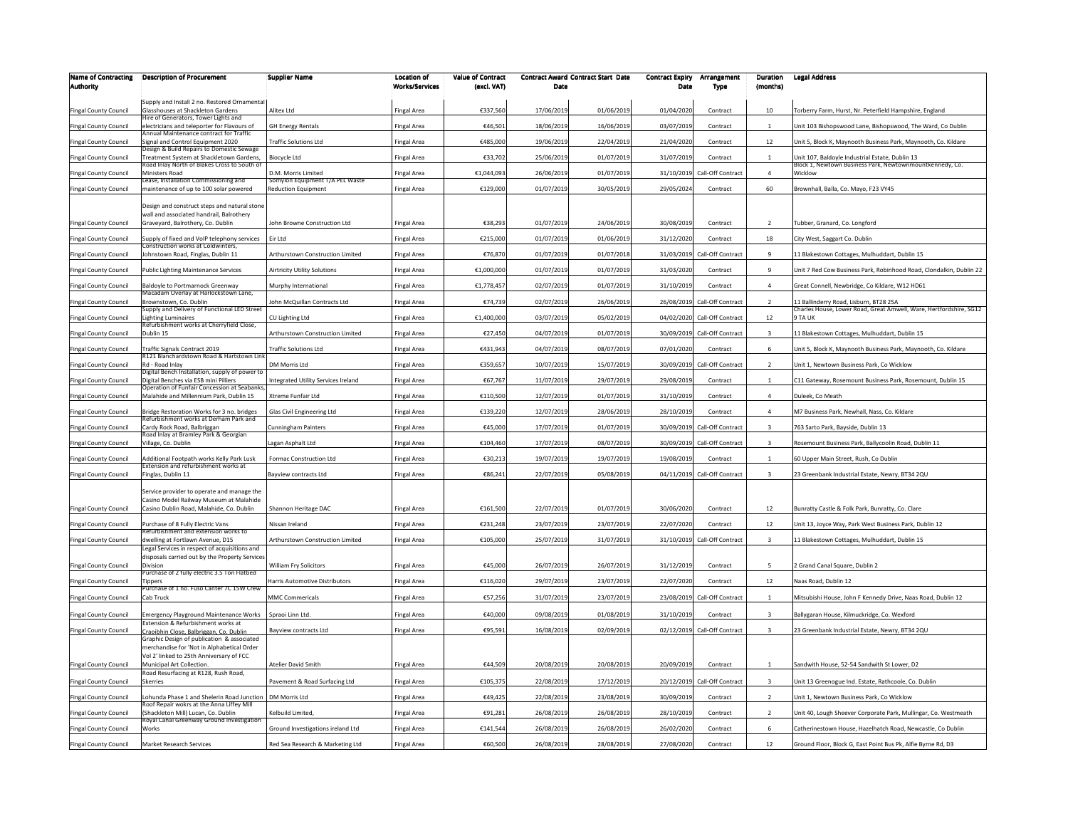| Name of Contracting Authority | Description of Procurement | Supplier Name | Location of Works/Services | Value of Contract (excl. VAT) | Contract Award Date | Contract Start Date | Contract Expiry Date | Arrangement Type | Duration (months) | Legal Address |
|---|---|---|---|---|---|---|---|---|---|---|
| Fingal County Council | Supply and Install 2 no. Restored Ornamental Glasshouses at Shackleton Gardens | Alitex Ltd | Fingal Area | €337,560 | 17/06/2019 | 01/06/2019 | 01/04/2020 | Contract | 10 | Torberry Farm, Hurst, Nr. Peterfield Hampshire, England |
| Fingal County Council | Hire of Generators, Tower Lights and electricians and teleporter for Flavours of | GH Energy Rentals | Fingal Area | €46,501 | 18/06/2019 | 16/06/2019 | 03/07/2019 | Contract | 1 | Unit 103 Bishopswood Lane, Bishopswood, The Ward, Co Dublin |
| Fingal County Council | Annual Maintenance contract for Traffic Signal and Control Equipment 2020 | Traffic Solutions Ltd | Fingal Area | €485,000 | 19/06/2019 | 22/04/2019 | 21/04/2020 | Contract | 12 | Unit 5, Block K, Maynooth Business Park, Maynooth, Co. Kildare |
| Fingal County Council | Design & Build Repairs to Domestic Sewage Treatment System at Shackletown Gardens, | Biocycle Ltd | Fingal Area | €33,702 | 25/06/2019 | 01/07/2019 | 31/07/2019 | Contract | 1 | Unit 107, Baldoyle Industrial Estate, Dublin 13 |
| Fingal County Council | Road Inlay North of Blakes Cross to South of Ministers Road | D.M. Morris Limited | Fingal Area | €1,044,093 | 26/06/2019 | 01/07/2019 | 31/10/2019 | Call-Off Contract | 4 | Block 1, Newtown Business Park, Newtownmountkennedy, Co. Wicklow |
| Fingal County Council | Lease, Installation Commissioning and maintenance of up to 100 solar powered | Somylon Equipment T/A PEL Waste Reduction Equipment | Fingal Area | €129,000 | 01/07/2019 | 30/05/2019 | 29/05/2024 | Contract | 60 | Brownhall, Balla, Co. Mayo, F23 VY45 |
| Fingal County Council | Design and construct steps and natural stone wall and associated handrail, Balrothery Graveyard, Balrothery, Co. Dublin | John Browne Construction Ltd | Fingal Area | €38,293 | 01/07/2019 | 24/06/2019 | 30/08/2019 | Contract | 2 | Tubber, Granard, Co. Longford |
| Fingal County Council | Supply of fixed and VoIP telephony services | Eir Ltd | Fingal Area | €215,000 | 01/07/2019 | 01/06/2019 | 31/12/2020 | Contract | 18 | City West, Saggart Co. Dublin |
| Fingal County Council | Construction works at Coldwinters, Johnstown Road, Finglas, Dublin 11 | Arthurstown Construction Limited | Fingal Area | €76,870 | 01/07/2019 | 01/07/2018 | 31/03/2019 | Call-Off Contract | 9 | 11 Blakestown Cottages, Mulhuddart, Dublin 15 |
| Fingal County Council | Public Lighting Maintenance Services | Airtricity Utility Solutions | Fingal Area | €1,000,000 | 01/07/2019 | 01/07/2019 | 31/03/2020 | Contract | 9 | Unit 7 Red Cow Business Park, Robinhood Road, Clondalkin, Dublin 22 |
| Fingal County Council | Baldoyle to Portmarnock Greenway | Murphy International | Fingal Area | €1,778,457 | 02/07/2019 | 01/07/2019 | 31/10/2019 | Contract | 4 | Great Connell, Newbridge, Co Kildare, W12 HD61 |
| Fingal County Council | Macadam Overlay at Harlockstown Lane, Brownstown, Co. Dublin | John McQuillan Contracts Ltd | Fingal Area | €74,739 | 02/07/2019 | 26/06/2019 | 26/08/2019 | Call-Off Contract | 2 | 11 Ballinderry Road, Lisburn, BT28 2SA |
| Fingal County Council | Supply and Delivery of Functional LED Street Lighting Luminaires | CU Lighting Ltd | Fingal Area | €1,400,000 | 03/07/2019 | 05/02/2019 | 04/02/2020 | Call-Off Contract | 12 | Charles House, Lower Road, Great Amwell, Ware, Hertfordshire, SG12 9 TA UK |
| Fingal County Council | Refurbishment works at Cherryfield Close, Dublin 15 | Arthurstown Construction Limited | Fingal Area | €27,450 | 04/07/2019 | 01/07/2019 | 30/09/2019 | Call-Off Contract | 3 | 11 Blakestown Cottages, Mulhuddart, Dublin 15 |
| Fingal County Council | Traffic Signals Contract 2019 | Traffic Solutions Ltd | Fingal Area | €431,943 | 04/07/2019 | 08/07/2019 | 07/01/2020 | Contract | 6 | Unit 5, Block K, Maynooth Business Park, Maynooth, Co. Kildare |
| Fingal County Council | R121 Blanchardstown Road & Hartstown Link Rd - Road Inlay | DM Morris Ltd | Fingal Area | €359,657 | 10/07/2019 | 15/07/2019 | 30/09/2019 | Call-Off Contract | 2 | Unit 1, Newtown Business Park, Co Wicklow |
| Fingal County Council | Digital Bench Installation, supply of power to Digital Benches via ESB mini Pilliers | Integrated Utility Services Ireland | Fingal Area | €67,767 | 11/07/2019 | 29/07/2019 | 29/08/2019 | Contract | 1 | C11 Gateway, Rosemount Business Park, Rosemount, Dublin 15 |
| Fingal County Council | Operation of Funfair Concession at Seabanks, Malahide and Millennium Park, Dublin 15 | Xtreme Funfair Ltd | Fingal Area | €110,500 | 12/07/2019 | 01/07/2019 | 31/10/2019 | Contract | 4 | Duleek, Co Meath |
| Fingal County Council | Bridge Restoration Works for 3 no. bridges | Glas Civil Engineering Ltd | Fingal Area | €139,220 | 12/07/2019 | 28/06/2019 | 28/10/2019 | Contract | 4 | M7 Business Park, Newhall, Nass, Co. Kildare |
| Fingal County Council | Refurbishment works at Derham Park and Cardy Rock Road, Balbriggan | Cunningham Painters | Fingal Area | €45,000 | 17/07/2019 | 01/07/2019 | 30/09/2019 | Call-Off Contract | 3 | 763 Sarto Park, Bayside, Dublin 13 |
| Fingal County Council | Road Inlay at Bramley Park & Georgian Village, Co. Dublin | Lagan Asphalt Ltd | Fingal Area | €104,460 | 17/07/2019 | 08/07/2019 | 30/09/2019 | Call-Off Contract | 3 | Rosemount Business Park, Ballycoolin Road, Dublin 11 |
| Fingal County Council | Additional Footpath works Kelly Park Lusk | Formac Construction Ltd | Fingal Area | €30,213 | 19/07/2019 | 19/07/2019 | 19/08/2019 | Contract | 1 | 60 Upper Main Street, Rush, Co Dublin |
| Fingal County Council | Extension and refurbishment works at Finglas, Dublin 11 | Bayview contracts Ltd | Fingal Area | €86,241 | 22/07/2019 | 05/08/2019 | 04/11/2019 | Call-Off Contract | 3 | 23 Greenbank Industrial Estate, Newry, BT34 2QU |
| Fingal County Council | Service provider to operate and manage the Casino Model Railway Museum at Malahide Casino Dublin Road, Malahide, Co. Dublin | Shannon Heritage DAC | Fingal Area | €161,500 | 22/07/2019 | 01/07/2019 | 30/06/2020 | Contract | 12 | Bunratty Castle & Folk Park, Bunratty, Co. Clare |
| Fingal County Council | Purchase of 8 Fully Electric Vans | Nissan Ireland | Fingal Area | €231,248 | 23/07/2019 | 23/07/2019 | 22/07/2020 | Contract | 12 | Unit 13, Joyce Way, Park West Business Park, Dublin 12 |
| Fingal County Council | Refurbishment and extension works to dwelling at Fortlawn Avenue, D15 | Arthurstown Construction Limited | Fingal Area | €105,000 | 25/07/2019 | 31/07/2019 | 31/10/2019 | Call-Off Contract | 3 | 11 Blakestown Cottages, Mulhuddart, Dublin 15 |
| Fingal County Council | Legal Services in respect of acquisitions and disposals carried out by the Property Services Division | William Fry Solicitors | Fingal Area | €45,000 | 26/07/2019 | 26/07/2019 | 31/12/2019 | Contract | 5 | 2 Grand Canal Square, Dublin 2 |
| Fingal County Council | Purchase of 2 fully electric 3.5 Ton Flatbed Tippers | Harris Automotive Distributors | Fingal Area | €116,020 | 29/07/2019 | 23/07/2019 | 22/07/2020 | Contract | 12 | Naas Road, Dublin 12 |
| Fingal County Council | Purchase of 1 no. Fuso Canter 7C 15W Crew Cab Truck | MMC Commericals | Fingal Area | €57,256 | 31/07/2019 | 23/07/2019 | 23/08/2019 | Call-Off Contract | 1 | Mitsubishi House, John F Kennedy Drive, Naas Road, Dublin 12 |
| Fingal County Council | Emergency Playground Maintenance Works | Spraoi Linn Ltd. | Fingal Area | €40,000 | 09/08/2019 | 01/08/2019 | 31/10/2019 | Contract | 3 | Ballygaran House, Kilmuckridge, Co. Wexford |
| Fingal County Council | Extension & Refurbishment works at Craoibhin Close, Balbriggan, Co. Dublin | Bayview contracts Ltd | Fingal Area | €95,591 | 16/08/2019 | 02/09/2019 | 02/12/2019 | Call-Off Contract | 3 | 23 Greenbank Industrial Estate, Newry, BT34 2QU |
| Fingal County Council | Graphic Design of publication & associated merchandise for 'Not in Alphabetical Order Vol 2' linked to 25th Anniversary of FCC Municipal Art Collection. | Atelier David Smith | Fingal Area | €44,509 | 20/08/2019 | 20/08/2019 | 20/09/2019 | Contract | 1 | Sandwith House, 52-54 Sandwith St Lower, D2 |
| Fingal County Council | Road Resurfacing at R128, Rush Road, Skerries | Pavement & Road Surfacing Ltd | Fingal Area | €105,375 | 22/08/2019 | 17/12/2019 | 20/12/2019 | Call-Off Contract | 3 | Unit 13 Greenogue Ind. Estate, Rathcoole, Co. Dublin |
| Fingal County Council | Lohunda Phase 1 and Shelerin Road Junction | DM Morris Ltd | Fingal Area | €49,425 | 22/08/2019 | 23/08/2019 | 30/09/2019 | Contract | 2 | Unit 1, Newtown Business Park, Co Wicklow |
| Fingal County Council | Roof Repair wokrs at the Anna Liffey Mill (Shackleton Mill) Lucan, Co. Dublin | Kelbuild Limited, | Fingal Area | €91,281 | 26/08/2019 | 26/08/2019 | 28/10/2019 | Contract | 2 | Unit 40, Lough Sheever Corporate Park, Mullingar, Co. Westmeath |
| Fingal County Council | Royal Canal Greenway Ground Investigation Works | Ground Investigations ireland Ltd | Fingal Area | €141,544 | 26/08/2019 | 26/08/2019 | 26/02/2020 | Contract | 6 | Catherinestown House, Hazelhatch Road, Newcastle, Co Dublin |
| Fingal County Council | Market Research Services | Red Sea Research & Marketing Ltd | Fingal Area | €60,500 | 26/08/2019 | 28/08/2019 | 27/08/2020 | Contract | 12 | Ground Floor, Block G, East Point Bus Pk, Alfie Byrne Rd, D3 |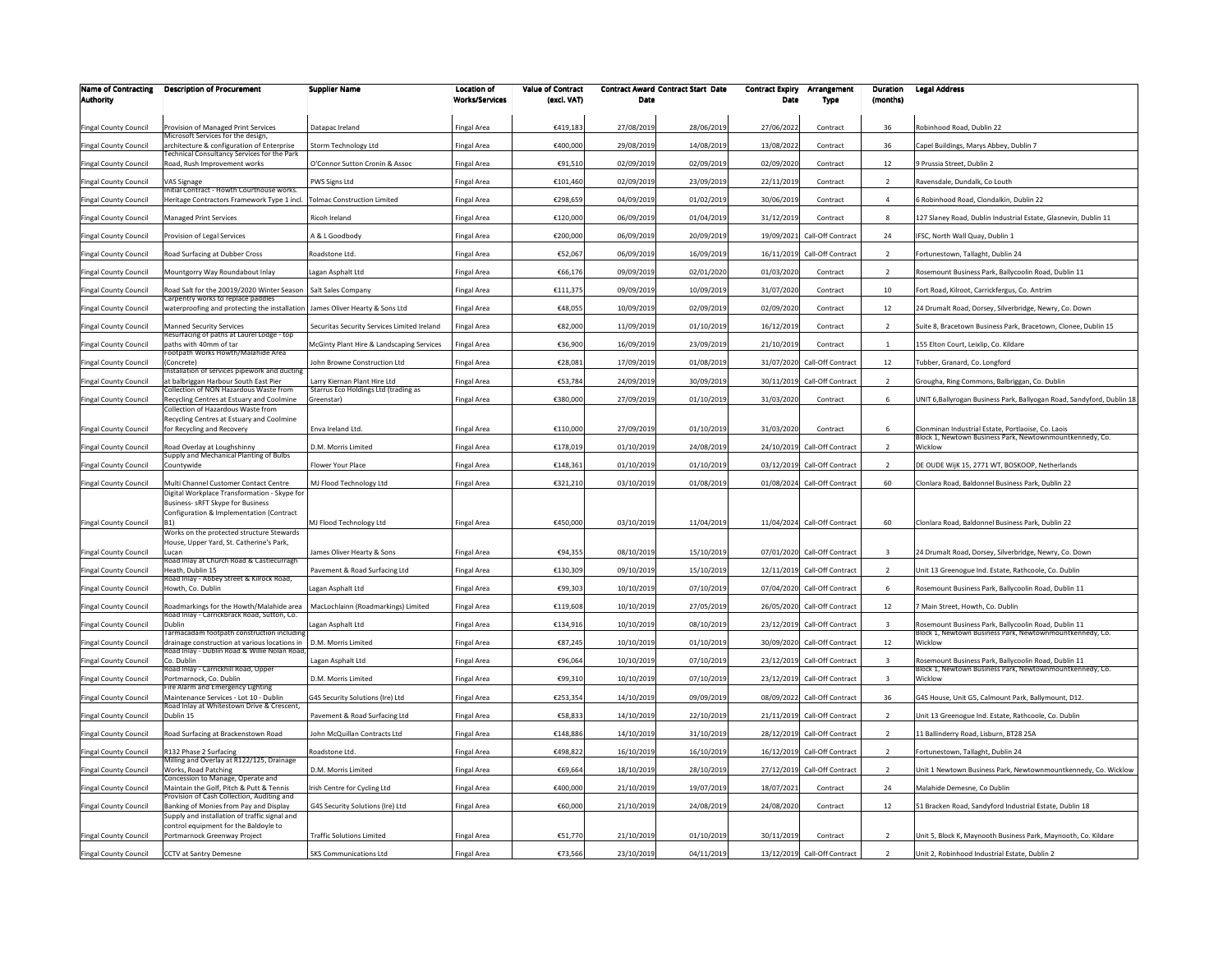| Name of Contracting Authority | Description of Procurement | Supplier Name | Location of Works/Services | Value of Contract (excl. VAT) | Contract Award Date | Contract Start Date | Contract Expiry Date | Arrangement Type | Duration (months) | Legal Address |
|---|---|---|---|---|---|---|---|---|---|---|
| Fingal County Council | Provision of Managed Print Services | Datapac Ireland | Fingal Area | €419,183 | 27/08/2019 | 28/06/2019 | 27/06/2022 | Contract | 36 | Robinhood Road, Dublin 22 |
| Fingal County Council | Microsoft Services for the design, architecture & configuration of Enterprise | Storm Technology Ltd | Fingal Area | €400,000 | 29/08/2019 | 14/08/2019 | 13/08/2022 | Contract | 36 | Capel Buildings, Marys Abbey, Dublin 7 |
| Fingal County Council | Technical Consultancy Services for the Park Road, Rush Improvement works | O'Connor Sutton Cronin & Assoc | Fingal Area | €91,510 | 02/09/2019 | 02/09/2019 | 02/09/2020 | Contract | 12 | 9 Prussia Street, Dublin 2 |
| Fingal County Council | VAS Signage | PWS Signs Ltd | Fingal Area | €101,460 | 02/09/2019 | 23/09/2019 | 22/11/2019 | Contract | 2 | Ravensdale, Dundalk, Co Louth |
| Fingal County Council | Initial Contract - Howth Courthouse works. Heritage Contractors Framework Type 1 incl. | Tolmac Construction Limited | Fingal Area | €298,659 | 04/09/2019 | 01/02/2019 | 30/06/2019 | Contract | 4 | 6 Robinhood Road, Clondalkin, Dublin 22 |
| Fingal County Council | Managed Print Services | Ricoh Ireland | Fingal Area | €120,000 | 06/09/2019 | 01/04/2019 | 31/12/2019 | Contract | 8 | 127 Slaney Road, Dublin Industrial Estate, Glasnevin, Dublin 11 |
| Fingal County Council | Provision of Legal Services | A & L Goodbody | Fingal Area | €200,000 | 06/09/2019 | 20/09/2019 | 19/09/2021 | Call-Off Contract | 24 | IFSC, North Wall Quay, Dublin 1 |
| Fingal County Council | Road Surfacing at Dubber Cross | Roadstone Ltd. | Fingal Area | €52,067 | 06/09/2019 | 16/09/2019 | 16/11/2019 | Call-Off Contract | 2 | Fortunestown, Tallaght, Dublin 24 |
| Fingal County Council | Mountgorry Way Roundabout Inlay | Lagan Asphalt Ltd | Fingal Area | €66,176 | 09/09/2019 | 02/01/2020 | 01/03/2020 | Contract | 2 | Rosemount Business Park, Ballycoolin Road, Dublin 11 |
| Fingal County Council | Road Salt for the 20019/2020 Winter Season | Salt Sales Company | Fingal Area | €111,375 | 09/09/2019 | 10/09/2019 | 31/07/2020 | Contract | 10 | Fort Road, Kilroot, Carrickfergus, Co. Antrim |
| Fingal County Council | Carpentry works to replace paddles waterproofing and protecting the installation | James Oliver Hearty & Sons Ltd | Fingal Area | €48,055 | 10/09/2019 | 02/09/2019 | 02/09/2020 | Contract | 12 | 24 Drumalt Road, Dorsey, Silverbridge, Newry, Co. Down |
| Fingal County Council | Manned Security Services | Securitas Security Services Limited Ireland | Fingal Area | €82,000 | 11/09/2019 | 01/10/2019 | 16/12/2019 | Contract | 2 | Suite 8, Bracetown Business Park, Bracetown, Clonee, Dublin 15 |
| Fingal County Council | Resurfacing of paths at Laurel Lodge - top paths with 40mm of tar | McGinty Plant Hire & Landscaping Services | Fingal Area | €36,900 | 16/09/2019 | 23/09/2019 | 21/10/2019 | Contract | 1 | 155 Elton Court, Leixlip, Co. Kildare |
| Fingal County Council | Footpath Works Howth/Malahide Area (Concrete) | John Browne Construction Ltd | Fingal Area | €28,081 | 17/09/2019 | 01/08/2019 | 31/07/2020 | Call-Off Contract | 12 | Tubber, Granard, Co. Longford |
| Fingal County Council | Installation of services pipework and ducting at balbriggan Harbour South East Pier | Larry Kiernan Plant Hire Ltd | Fingal Area | €53,784 | 24/09/2019 | 30/09/2019 | 30/11/2019 | Call-Off Contract | 2 | Grougha, Ring Commons, Balbriggan, Co. Dublin |
| Fingal County Council | Collection of NON Hazardous Waste from Recycling Centres at Estuary and Coolmine | Starrus Eco Holdings Ltd (trading as Greenstar) | Fingal Area | €380,000 | 27/09/2019 | 01/10/2019 | 31/03/2020 | Contract | 6 | UNIT 6,Ballyrogan Business Park, Ballyogan Road, Sandyford, Dublin 18 |
| Fingal County Council | Collection of Hazardous Waste from Recycling Centres at Estuary and Coolmine for Recycling and Recovery | Enva Ireland Ltd. | Fingal Area | €110,000 | 27/09/2019 | 01/10/2019 | 31/03/2020 | Contract | 6 | Clonminan Industrial Estate, Portlaoise, Co. Laois |
| Fingal County Council | Road Overlay at Loughshinny | D.M. Morris Limited | Fingal Area | €178,019 | 01/10/2019 | 24/08/2019 | 24/10/2019 | Call-Off Contract | 2 | Block 1, Newtown Business Park, Newtownmountkennedy, Co. Wicklow |
| Fingal County Council | Supply and Mechanical Planting of Bulbs Countywide | Flower Your Place | Fingal Area | €148,361 | 01/10/2019 | 01/10/2019 | 03/12/2019 | Call-Off Contract | 2 | DE OUDE WijK 15, 2771 WT, BOSKOOP, Netherlands |
| Fingal County Council | Multi Channel Customer Contact Centre | MJ Flood Technology Ltd | Fingal Area | €321,210 | 03/10/2019 | 01/08/2019 | 01/08/2024 | Call-Off Contract | 60 | Clonlara Road, Baldonnel Business Park, Dublin 22 |
| Fingal County Council | Digital Workplace Transformation - Skype for Business- sRFT Skype for Business Configuration & Implementation (Contract B1) | MJ Flood Technology Ltd | Fingal Area | €450,000 | 03/10/2019 | 11/04/2019 | 11/04/2024 | Call-Off Contract | 60 | Clonlara Road, Baldonnel Business Park, Dublin 22 |
| Fingal County Council | Works on the protected structure Stewards House, Upper Yard, St. Catherine's Park, Lucan | James Oliver Hearty & Sons | Fingal Area | €94,355 | 08/10/2019 | 15/10/2019 | 07/01/2020 | Call-Off Contract | 3 | 24 Drumalt Road, Dorsey, Silverbridge, Newry, Co. Down |
| Fingal County Council | Road Inlay at Church Road & Castlecurragh Heath, Dublin 15 | Pavement & Road Surfacing Ltd | Fingal Area | €130,309 | 09/10/2019 | 15/10/2019 | 12/11/2019 | Call-Off Contract | 2 | Unit 13 Greenogue Ind. Estate, Rathcoole, Co. Dublin |
| Fingal County Council | Road Inlay - Abbey Street & Kilrock Road, Howth, Co. Dublin | Lagan Asphalt Ltd | Fingal Area | €99,303 | 10/10/2019 | 07/10/2019 | 07/04/2020 | Call-Off Contract | 6 | Rosemount Business Park, Ballycoolin Road, Dublin 11 |
| Fingal County Council | Roadmarkings for the Howth/Malahide area | MacLochlainn (Roadmarkings) Limited | Fingal Area | €119,608 | 10/10/2019 | 27/05/2019 | 26/05/2020 | Call-Off Contract | 12 | 7 Main Street, Howth, Co. Dublin |
| Fingal County Council | Road Inlay - Carrickbrack Road, Sutton, Co. Dublin | Lagan Asphalt Ltd | Fingal Area | €134,916 | 10/10/2019 | 08/10/2019 | 23/12/2019 | Call-Off Contract | 3 | Rosemount Business Park, Ballycoolin Road, Dublin 11 |
| Fingal County Council | Tarmacadam footpath construction including drainage construction at various locations in | D.M. Morris Limited | Fingal Area | €87,245 | 10/10/2019 | 01/10/2019 | 30/09/2020 | Call-Off Contract | 12 | Block 1, Newtown Business Park, Newtownmountkennedy, Co. Wicklow |
| Fingal County Council | Road Inlay - Dublin Road & Willie Nolan Road, Co. Dublin | Lagan Asphalt Ltd | Fingal Area | €96,064 | 10/10/2019 | 07/10/2019 | 23/12/2019 | Call-Off Contract | 3 | Rosemount Business Park, Ballycoolin Road, Dublin 11 |
| Fingal County Council | Road Inlay - Carrickhill Road, Upper Portmarnock, Co. Dublin | D.M. Morris Limited | Fingal Area | €99,310 | 10/10/2019 | 07/10/2019 | 23/12/2019 | Call-Off Contract | 3 | Block 1, Newtown Business Park, Newtownmountkennedy, Co. Wicklow |
| Fingal County Council | Fire Alarm and Emergency Lighting Maintenance Services - Lot 10 - Dublin | G4S Security Solutions (Ire) Ltd | Fingal Area | €253,354 | 14/10/2019 | 09/09/2019 | 08/09/2022 | Call-Off Contract | 36 | G4S House, Unit G5, Calmount Park, Ballymount, D12. |
| Fingal County Council | Road Inlay at Whitestown Drive & Crescent, Dublin 15 | Pavement & Road Surfacing Ltd | Fingal Area | €58,833 | 14/10/2019 | 22/10/2019 | 21/11/2019 | Call-Off Contract | 2 | Unit 13 Greenogue Ind. Estate, Rathcoole, Co. Dublin |
| Fingal County Council | Road Surfacing at Brackenstown Road | John McQuillan Contracts Ltd | Fingal Area | €148,886 | 14/10/2019 | 31/10/2019 | 28/12/2019 | Call-Off Contract | 2 | 11 Ballinderry Road, Lisburn, BT28 25A |
| Fingal County Council | R132 Phase 2 Surfacing | Roadstone Ltd. | Fingal Area | €498,822 | 16/10/2019 | 16/10/2019 | 16/12/2019 | Call-Off Contract | 2 | Fortunestown, Tallaght, Dublin 24 |
| Fingal County Council | Milling and Overlay at R122/125, Drainage Works, Road Patching | D.M. Morris Limited | Fingal Area | €69,664 | 18/10/2019 | 28/10/2019 | 27/12/2019 | Call-Off Contract | 2 | Unit 1 Newtown Business Park, Newtownmountkennedy, Co. Wicklow |
| Fingal County Council | Concession to Manage, Operate and Maintain the Golf, Pitch & Putt & Tennis | Irish Centre for Cycling Ltd | Fingal Area | €400,000 | 21/10/2019 | 19/07/2019 | 18/07/2021 | Contract | 24 | Malahide Demesne, Co Dublin |
| Fingal County Council | Provision of Cash Collection, Auditing and Banking of Monies from Pay and Display | G4S Security Solutions (Ire) Ltd | Fingal Area | €60,000 | 21/10/2019 | 24/08/2019 | 24/08/2020 | Contract | 12 | 51 Bracken Road, Sandyford Industrial Estate, Dublin 18 |
| Fingal County Council | Supply and installation of traffic signal and control equipment for the Baldoyle to Portmarnock Greenway Project | Traffic Solutions Limited | Fingal Area | €51,770 | 21/10/2019 | 01/10/2019 | 30/11/2019 | Contract | 2 | Unit 5, Block K, Maynooth Business Park, Maynooth, Co. Kildare |
| Fingal County Council | CCTV at Santry Demesne | SKS Communications Ltd | Fingal Area | €73,566 | 23/10/2019 | 04/11/2019 | 13/12/2019 | Call-Off Contract | 2 | Unit 2, Robinhood Industrial Estate, Dublin 2 |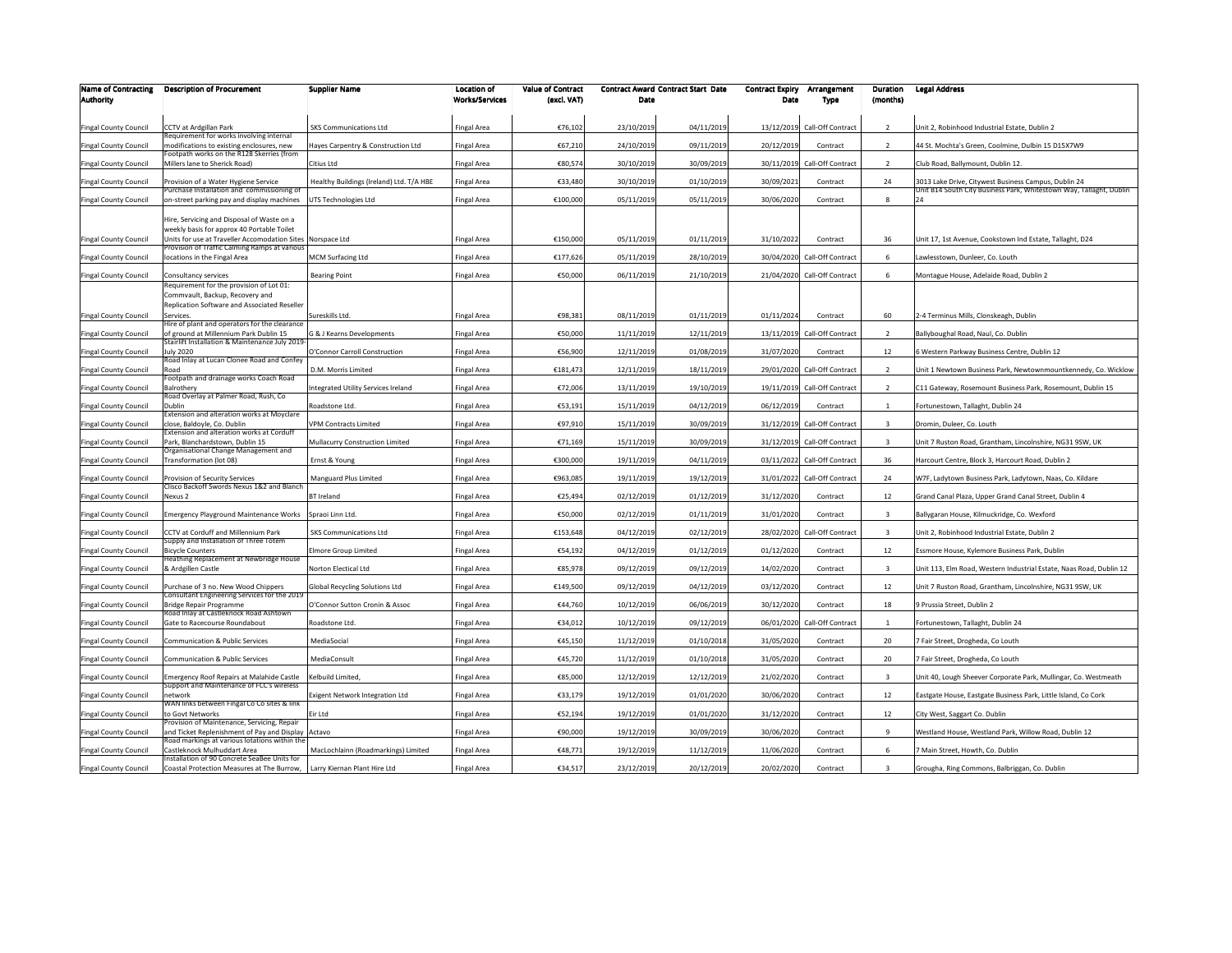| Name of Contracting Authority | Description of Procurement | Supplier Name | Location of Works/Services | Value of Contract (excl. VAT) | Contract Award Date | Contract Start Date | Contract Expiry Date | Arrangement Type | Duration (months) | Legal Address |
|---|---|---|---|---|---|---|---|---|---|---|
| Fingal County Council | CCTV at Ardgillan Park | SKS Communications Ltd | Fingal Area | €76,102 | 23/10/2019 | 04/11/2019 | 13/12/2019 | Call-Off Contract | 2 | Unit 2, Robinhood Industrial Estate, Dublin 2 |
| Fingal County Council | Requirement for works involving internal modifications to existing enclosures, new | Hayes Carpentry & Construction Ltd | Fingal Area | €67,210 | 24/10/2019 | 09/11/2019 | 20/12/2019 | Contract | 2 | 44 St. Mochta's Green, Coolmine, Dulbin 15 D15X7W9 |
| Fingal County Council | Footpath works on the R128 Skerries (from Millers lane to Sherick Road) | Citius Ltd | Fingal Area | €80,574 | 30/10/2019 | 30/09/2019 | 30/11/2019 | Call-Off Contract | 2 | Club Road, Ballymount, Dublin 12. |
| Fingal County Council | Provision of a Water Hygiene Service | Healthy Buildings (Ireland) Ltd. T/A HBE | Fingal Area | €33,480 | 30/10/2019 | 01/10/2019 | 30/09/2021 | Contract | 24 | 3013 Lake Drive, Citywest Business Campus, Dublin 24 |
| Fingal County Council | Purchase Installation and commissioning of on-street parking pay and display machines | UTS Technologies Ltd | Fingal Area | €100,000 | 05/11/2019 | 05/11/2019 | 30/06/2020 | Contract | 8 | Unit B14 South City Business Park, Whitestown Way, Tallaght, Dublin 24 |
| Fingal County Council | Hire, Servicing and Disposal of Waste on a weekly basis for approx 40 Portable Toilet Units for use at Traveller Accomodation Sites | Norspace Ltd | Fingal Area | €150,000 | 05/11/2019 | 01/11/2019 | 31/10/2022 | Contract | 36 | Unit 17, 1st Avenue, Cookstown Ind Estate, Tallaght, D24 |
| Fingal County Council | Provision of Traffic Calming Ramps at various locations in the Fingal Area | MCM Surfacing Ltd | Fingal Area | €177,626 | 05/11/2019 | 28/10/2019 | 30/04/2020 | Call-Off Contract | 6 | Lawlesstown, Dunleer, Co. Louth |
| Fingal County Council | Consultancy services | Bearing Point | Fingal Area | €50,000 | 06/11/2019 | 21/10/2019 | 21/04/2020 | Call-Off Contract | 6 | Montague House, Adelaide Road, Dublin 2 |
| Fingal County Council | Requirement for the provision of Lot 01: Commvault, Backup, Recovery and Replication Software and Associated Reseller Services. | Sureskills Ltd. | Fingal Area | €98,381 | 08/11/2019 | 01/11/2019 | 01/11/2024 | Contract | 60 | 2-4 Terminus Mills, Clonskeagh, Dublin |
| Fingal County Council | Hire of plant and operators for the clearance of ground at Millennium Park Dublin 15 | G & J Kearns Developments | Fingal Area | €50,000 | 11/11/2019 | 12/11/2019 | 13/11/2019 | Call-Off Contract | 2 | Ballyboughal Road, Naul, Co. Dublin |
| Fingal County Council | Stairlift Installation & Maintenance July 2019-July 2020 | O'Connor Carroll Construction | Fingal Area | €56,900 | 12/11/2019 | 01/08/2019 | 31/07/2020 | Contract | 12 | 6 Western Parkway Business Centre, Dublin 12 |
| Fingal County Council | Road Inlay at Lucan Clonee Road and Confey Road | D.M. Morris Limited | Fingal Area | €181,473 | 12/11/2019 | 18/11/2019 | 29/01/2020 | Call-Off Contract | 2 | Unit 1 Newtown Business Park, Newtownmountkennedy, Co. Wicklow |
| Fingal County Council | Footpath and drainage works Coach Road Balrothery | Integrated Utility Services Ireland | Fingal Area | €72,006 | 13/11/2019 | 19/10/2019 | 19/11/2019 | Call-Off Contract | 2 | C11 Gateway, Rosemount Business Park, Rosemount, Dublin 15 |
| Fingal County Council | Road Overlay at Palmer Road, Rush, Co Dublin | Roadstone Ltd. | Fingal Area | €53,191 | 15/11/2019 | 04/12/2019 | 06/12/2019 | Contract | 1 | Fortunestown, Tallaght, Dublin 24 |
| Fingal County Council | Extension and alteration works at Moyclare close, Baldoyle, Co. Dublin | VPM Contracts Limited | Fingal Area | €97,910 | 15/11/2019 | 30/09/2019 | 31/12/2019 | Call-Off Contract | 3 | Dromin, Duleer, Co. Louth |
| Fingal County Council | Extension and alteration works at Corduff Park, Blanchardstown, Dublin 15 | Mullacurry Construction Limited | Fingal Area | €71,169 | 15/11/2019 | 30/09/2019 | 31/12/2019 | Call-Off Contract | 3 | Unit 7 Ruston Road, Grantham, Lincolnshire, NG31 9SW, UK |
| Fingal County Council | Organisational Change Management and Transformation (lot 08) | Ernst & Young | Fingal Area | €300,000 | 19/11/2019 | 04/11/2019 | 03/11/2022 | Call-Off Contract | 36 | Harcourt Centre, Block 3, Harcourt Road, Dublin 2 |
| Fingal County Council | Provision of Security Services | Manguard Plus Limited | Fingal Area | €963,085 | 19/11/2019 | 19/12/2019 | 31/01/2022 | Call-Off Contract | 24 | W7F, Ladytown Business Park, Ladytown, Naas, Co. Kildare |
| Fingal County Council | Clsco Backoff Swords Nexus 1&2 and Blanch Nexus 2 | BT Ireland | Fingal Area | €25,494 | 02/12/2019 | 01/12/2019 | 31/12/2020 | Contract | 12 | Grand Canal Plaza, Upper Grand Canal Street, Dublin 4 |
| Fingal County Council | Emergency Playground Maintenance Works | Spraoi Linn Ltd. | Fingal Area | €50,000 | 02/12/2019 | 01/11/2019 | 31/01/2020 | Contract | 3 | Ballygaran House, Kilmuckridge, Co. Wexford |
| Fingal County Council | CCTV at Corduff and Millennium Park | SKS Communications Ltd | Fingal Area | €153,648 | 04/12/2019 | 02/12/2019 | 28/02/2020 | Call-Off Contract | 3 | Unit 2, Robinhood Industrial Estate, Dublin 2 |
| Fingal County Council | Supply and Installation of Three Totem Bicycle Counters | Elmore Group Limited | Fingal Area | €54,192 | 04/12/2019 | 01/12/2019 | 01/12/2020 | Contract | 12 | Essmore House, Kylemore Business Park, Dublin |
| Fingal County Council | Heathing Replacement at Newbridge House & Ardgillen Castle | Norton Electical Ltd | Fingal Area | €85,978 | 09/12/2019 | 09/12/2019 | 14/02/2020 | Contract | 3 | Unit 113, Elm Road, Western Industrial Estate, Naas Road, Dublin 12 |
| Fingal County Council | Purchase of 3 no. New Wood Chippers | Global Recycling Solutions Ltd | Fingal Area | €149,500 | 09/12/2019 | 04/12/2019 | 03/12/2020 | Contract | 12 | Unit 7 Ruston Road, Grantham, Lincolnshire, NG31 9SW, UK |
| Fingal County Council | Consultant Engineering Services for the 2019 Bridge Repair Programme | O'Connor Sutton Cronin & Assoc | Fingal Area | €44,760 | 10/12/2019 | 06/06/2019 | 30/12/2020 | Contract | 18 | 9 Prussia Street, Dublin 2 |
| Fingal County Council | Road Inlay at Castleknock Road Ashtown Gate to Racecourse Roundabout | Roadstone Ltd. | Fingal Area | €34,012 | 10/12/2019 | 09/12/2019 | 06/01/2020 | Call-Off Contract | 1 | Fortunestown, Tallaght, Dublin 24 |
| Fingal County Council | Communication & Public Services | MediaSocial | Fingal Area | €45,150 | 11/12/2019 | 01/10/2018 | 31/05/2020 | Contract | 20 | 7 Fair Street, Drogheda, Co Louth |
| Fingal County Council | Communication & Public Services | MediaConsult | Fingal Area | €45,720 | 11/12/2019 | 01/10/2018 | 31/05/2020 | Contract | 20 | 7 Fair Street, Drogheda, Co Louth |
| Fingal County Council | Emergency Roof Repairs at Malahide Castle | Kelbuild Limited, | Fingal Area | €85,000 | 12/12/2019 | 12/12/2019 | 21/02/2020 | Contract | 3 | Unit 40, Lough Sheever Corporate Park, Mullingar, Co. Westmeath |
| Fingal County Council | Support and Maintenance of FCC's wireless network | Exigent Network Integration Ltd | Fingal Area | €33,179 | 19/12/2019 | 01/01/2020 | 30/06/2020 | Contract | 12 | Eastgate House, Eastgate Business Park, Little Island, Co Cork |
| Fingal County Council | WAN links between Fingal Co Co sites & link to Govt Networks | Eir Ltd | Fingal Area | €52,194 | 19/12/2019 | 01/01/2020 | 31/12/2020 | Contract | 12 | City West, Saggart Co. Dublin |
| Fingal County Council | Provision of Maintenance, Servicing, Repair and Ticket Replenishment of Pay and Display | Actavo | Fingal Area | €90,000 | 19/12/2019 | 30/09/2019 | 30/06/2020 | Contract | 9 | Westland House, Westland Park, Willow Road, Dublin 12 |
| Fingal County Council | Road markings at various lotations within the Castleknock Mulhuddart Area | MacLochlainn (Roadmarkings) Limited | Fingal Area | €48,771 | 19/12/2019 | 11/12/2019 | 11/06/2020 | Contract | 6 | 7 Main Street, Howth, Co. Dublin |
| Fingal County Council | Installation of 90 Concrete SeaBee Units for Coastal Protection Measures at The Burrow, | Larry Kiernan Plant Hire Ltd | Fingal Area | €34,517 | 23/12/2019 | 20/12/2019 | 20/02/2020 | Contract | 3 | Grougha, Ring Commons, Balbriggan, Co. Dublin |